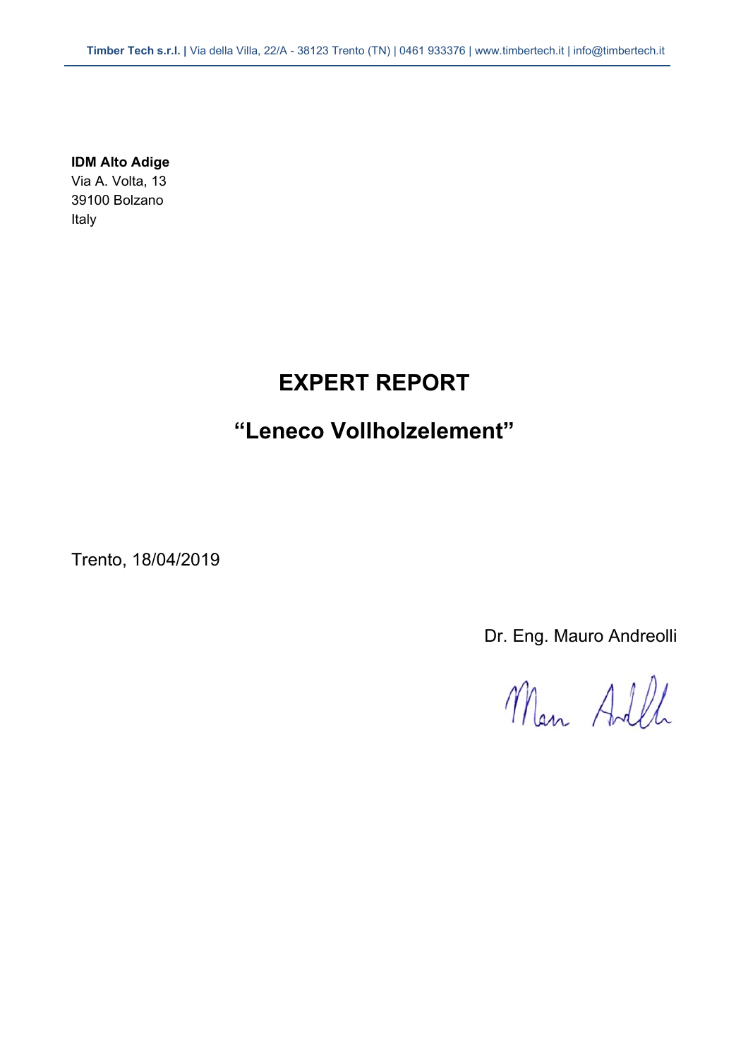**IDM Alto Adige**
Via A. Volta, 13
39100 Bolzano
Italy

# EXPERT REPORT

## "Leneco Vollholzelement"

Trento, 18/04/2019

Dr. Eng. Mauro Andreolli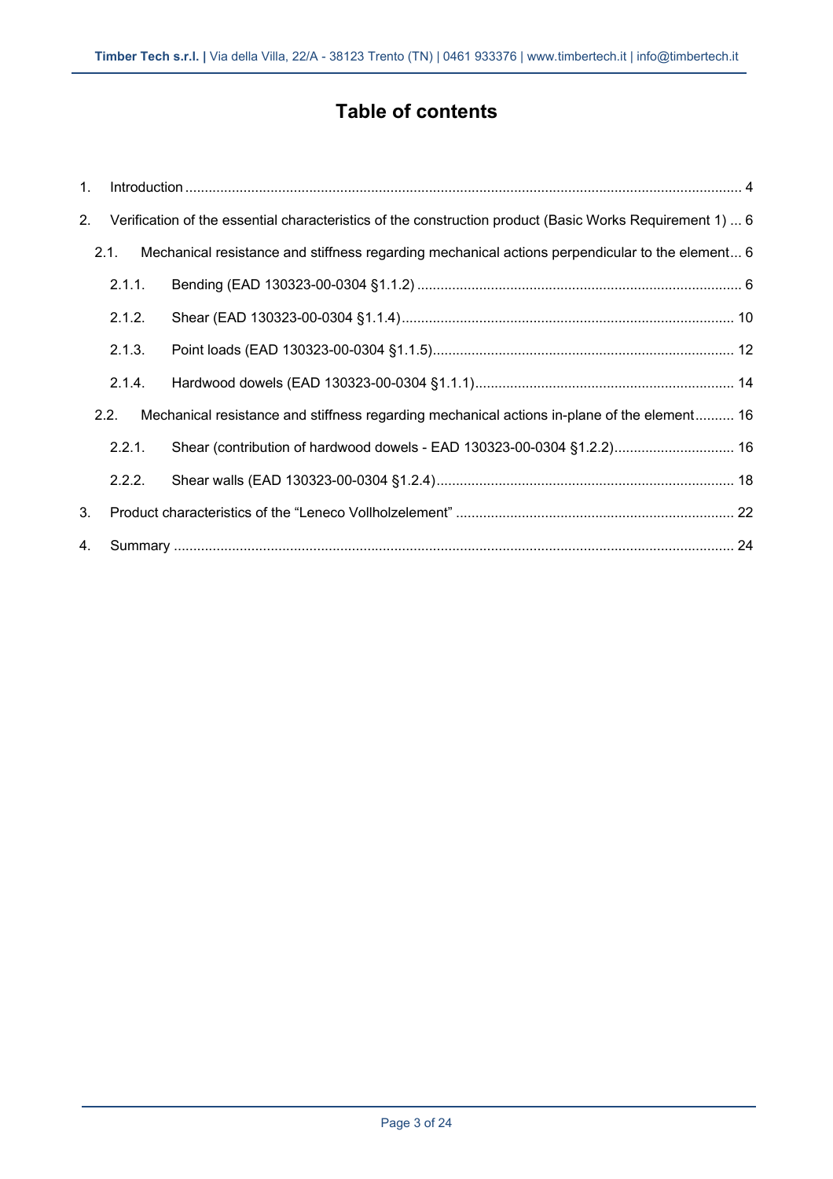# Table of contents

1. Introduction ... 4
2. Verification of the essential characteristics of the construction product (Basic Works Requirement 1) ... 6
   - 2.1. Mechanical resistance and stiffness regarding mechanical actions perpendicular to the element... 6
     - 2.1.1. Bending (EAD 130323-00-0304 §1.1.2) ... 6
     - 2.1.2. Shear (EAD 130323-00-0304 §1.1.4) ... 10
     - 2.1.3. Point loads (EAD 130323-00-0304 §1.1.5) ... 12
     - 2.1.4. Hardwood dowels (EAD 130323-00-0304 §1.1.1) ... 14
   - 2.2. Mechanical resistance and stiffness regarding mechanical actions in-plane of the element... 16
     - 2.2.1. Shear (contribution of hardwood dowels - EAD 130323-00-0304 §1.2.2) ... 16
     - 2.2.2. Shear walls (EAD 130323-00-0304 §1.2.4) ... 18
3. Product characteristics of the “Leneco Vollholzelement” ... 22
4. Summary ... 24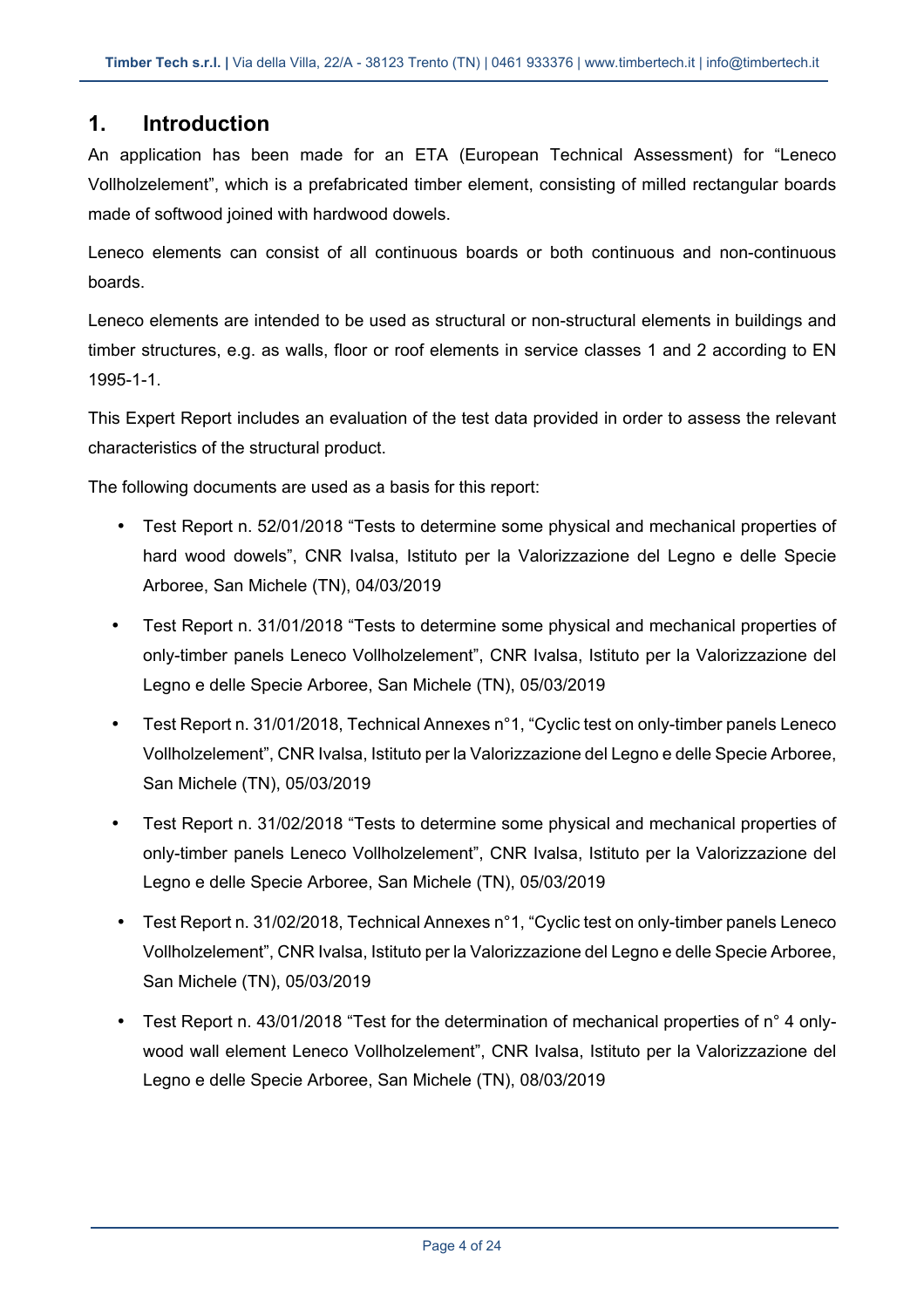# 1. Introduction

An application has been made for an ETA (European Technical Assessment) for "Leneco Vollholzelement", which is a prefabricated timber element, consisting of milled rectangular boards made of softwood joined with hardwood dowels.

Leneco elements can consist of all continuous boards or both continuous and non-continuous boards.

Leneco elements are intended to be used as structural or non-structural elements in buildings and timber structures, e.g. as walls, floor or roof elements in service classes 1 and 2 according to EN 1995-1-1.

This Expert Report includes an evaluation of the test data provided in order to assess the relevant characteristics of the structural product.

The following documents are used as a basis for this report:

- Test Report n. 52/01/2018 "Tests to determine some physical and mechanical properties of hard wood dowels", CNR Ivalsa, Istituto per la Valorizzazione del Legno e delle Specie Arboree, San Michele (TN), 04/03/2019
- Test Report n. 31/01/2018 "Tests to determine some physical and mechanical properties of only-timber panels Leneco Vollholzelement", CNR Ivalsa, Istituto per la Valorizzazione del Legno e delle Specie Arboree, San Michele (TN), 05/03/2019
- Test Report n. 31/01/2018, Technical Annexes n°1, "Cyclic test on only-timber panels Leneco Vollholzelement", CNR Ivalsa, Istituto per la Valorizzazione del Legno e delle Specie Arboree, San Michele (TN), 05/03/2019
- Test Report n. 31/02/2018 "Tests to determine some physical and mechanical properties of only-timber panels Leneco Vollholzelement", CNR Ivalsa, Istituto per la Valorizzazione del Legno e delle Specie Arboree, San Michele (TN), 05/03/2019
- Test Report n. 31/02/2018, Technical Annexes n°1, "Cyclic test on only-timber panels Leneco Vollholzelement", CNR Ivalsa, Istituto per la Valorizzazione del Legno e delle Specie Arboree, San Michele (TN), 05/03/2019
- Test Report n. 43/01/2018 "Test for the determination of mechanical properties of n° 4 only-wood wall element Leneco Vollholzelement", CNR Ivalsa, Istituto per la Valorizzazione del Legno e delle Specie Arboree, San Michele (TN), 08/03/2019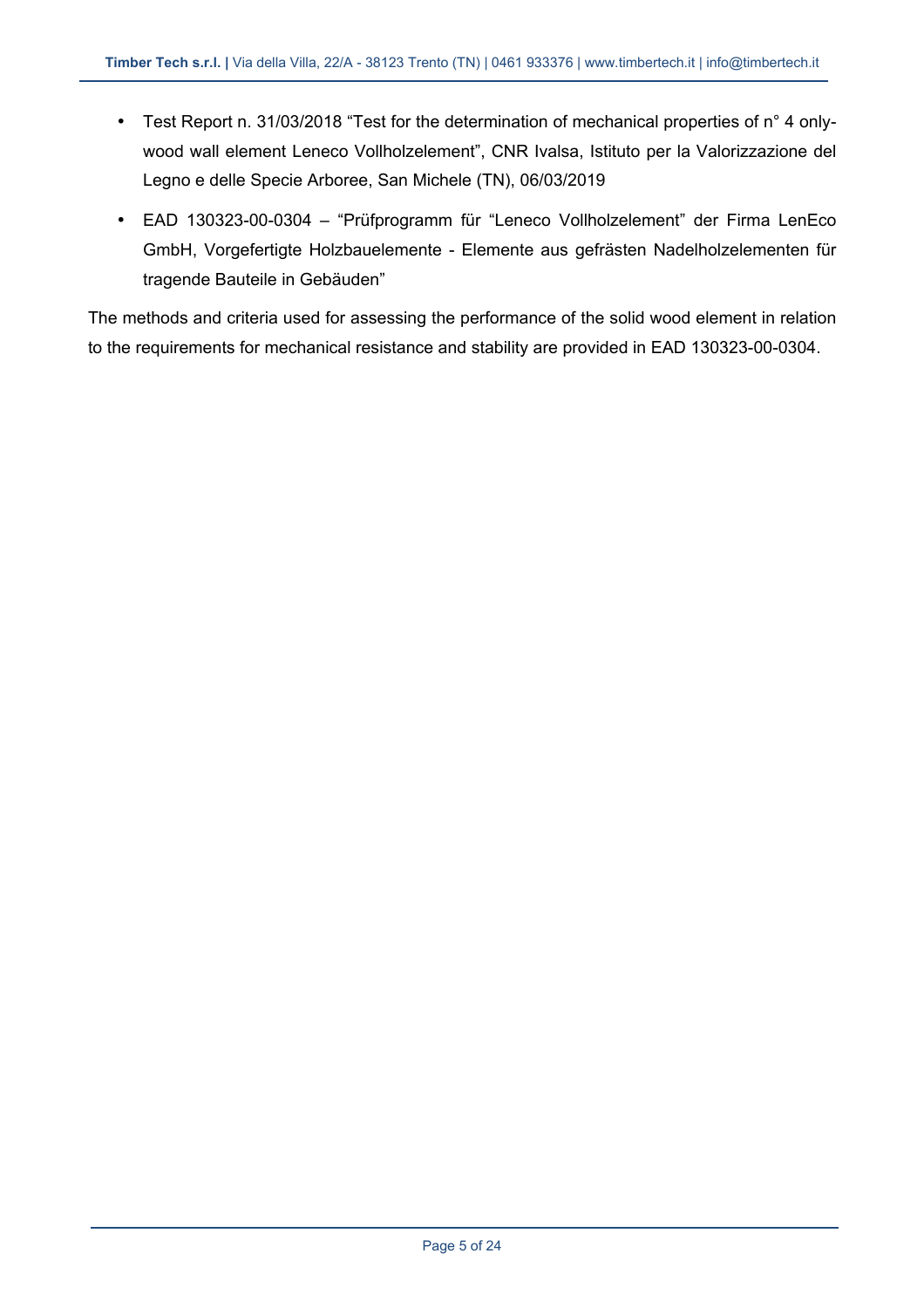- Test Report n. 31/03/2018 “Test for the determination of mechanical properties of n° 4 only-wood wall element Leneco Vollholzelement”, CNR Ivalsa, Istituto per la Valorizzazione del Legno e delle Specie Arboree, San Michele (TN), 06/03/2019
- EAD 130323-00-0304 – “Prüfprogramm für “Leneco Vollholzelement” der Firma LenEco GmbH, Vorgefertigte Holzbauelemente - Elemente aus gefrästen Nadelholzelementen für tragende Bauteile in Gebäuden”

The methods and criteria used for assessing the performance of the solid wood element in relation to the requirements for mechanical resistance and stability are provided in EAD 130323-00-0304.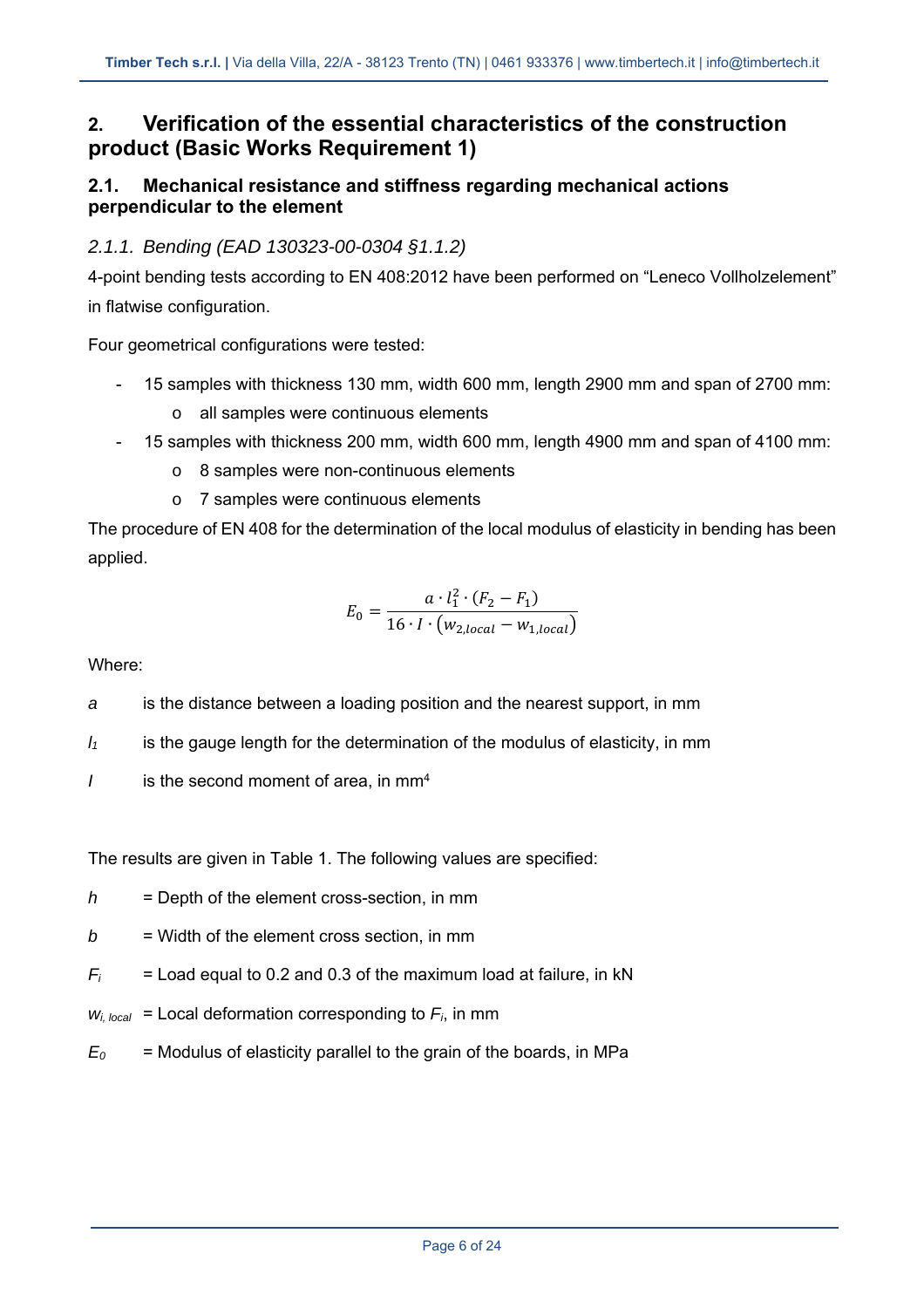## 2. Verification of the essential characteristics of the construction product (Basic Works Requirement 1)

### 2.1. Mechanical resistance and stiffness regarding mechanical actions perpendicular to the element

#### *2.1.1. Bending (EAD 130323-00-0304 §1.1.2)*

4-point bending tests according to EN 408:2012 have been performed on “Leneco Vollholzelement” in flatwise configuration.

Four geometrical configurations were tested:

- 15 samples with thickness 130 mm, width 600 mm, length 2900 mm and span of 2700 mm:
    - all samples were continuous elements
- 15 samples with thickness 200 mm, width 600 mm, length 4900 mm and span of 4100 mm:
    - 8 samples were non-continuous elements
    - 7 samples were continuous elements

The procedure of EN 408 for the determination of the local modulus of elasticity in bending has been applied.

$$E_0 = \frac{a \cdot l_1^2 \cdot (F_2 - F_1)}{16 \cdot I \cdot (w_{2,local} - w_{1,local})}$$

Where:

$a$ is the distance between a loading position and the nearest support, in mm

$l_1$ is the gauge length for the determination of the modulus of elasticity, in mm

$I$ is the second moment of area, in $mm^4$

The results are given in Table 1. The following values are specified:

$h$ = Depth of the element cross-section, in mm

$b$ = Width of the element cross section, in mm

$F_i$ = Load equal to 0.2 and 0.3 of the maximum load at failure, in kN

$w_{i,\,local}$ = Local deformation corresponding to $F_i$, in mm

$E_0$ = Modulus of elasticity parallel to the grain of the boards, in MPa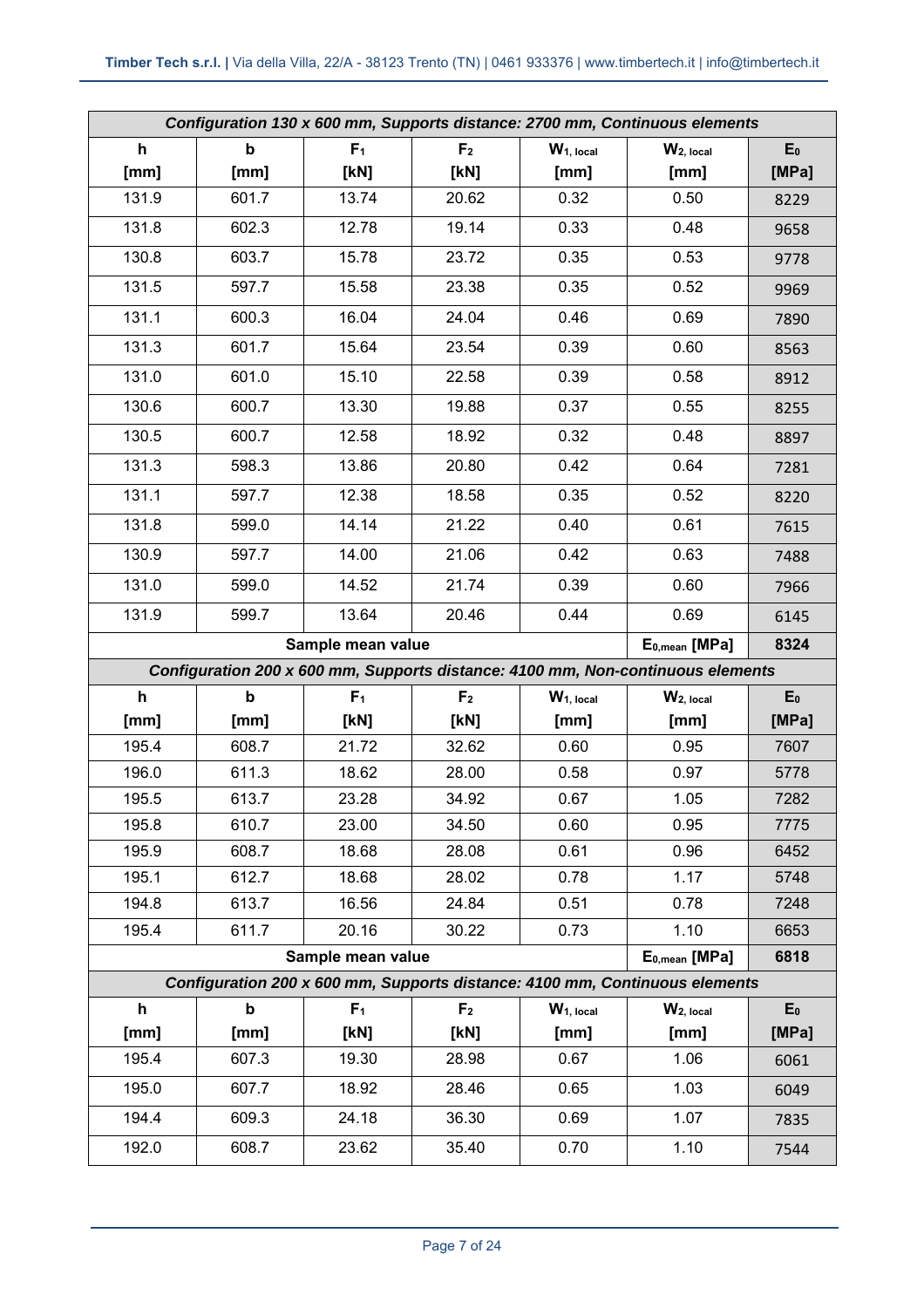| *Configuration 130 x 600 mm, Supports distance: 2700 mm, Continuous elements* | | | | | | |
|---|---|---|---|---|---|---|
| **h [mm]** | **b [mm]** | **$F_1$ [kN]** | **$F_2$ [kN]** | **$W_{1,\ local}$ [mm]** | **$W_{2,\ local}$ [mm]** | **$E_0$ [MPa]** |
| 131.9 | 601.7 | 13.74 | 20.62 | 0.32 | 0.50 | 8229 |
| 131.8 | 602.3 | 12.78 | 19.14 | 0.33 | 0.48 | 9658 |
| 130.8 | 603.7 | 15.78 | 23.72 | 0.35 | 0.53 | 9778 |
| 131.5 | 597.7 | 15.58 | 23.38 | 0.35 | 0.52 | 9969 |
| 131.1 | 600.3 | 16.04 | 24.04 | 0.46 | 0.69 | 7890 |
| 131.3 | 601.7 | 15.64 | 23.54 | 0.39 | 0.60 | 8563 |
| 131.0 | 601.0 | 15.10 | 22.58 | 0.39 | 0.58 | 8912 |
| 130.6 | 600.7 | 13.30 | 19.88 | 0.37 | 0.55 | 8255 |
| 130.5 | 600.7 | 12.58 | 18.92 | 0.32 | 0.48 | 8897 |
| 131.3 | 598.3 | 13.86 | 20.80 | 0.42 | 0.64 | 7281 |
| 131.1 | 597.7 | 12.38 | 18.58 | 0.35 | 0.52 | 8220 |
| 131.8 | 599.0 | 14.14 | 21.22 | 0.40 | 0.61 | 7615 |
| 130.9 | 597.7 | 14.00 | 21.06 | 0.42 | 0.63 | 7488 |
| 131.0 | 599.0 | 14.52 | 21.74 | 0.39 | 0.60 | 7966 |
| 131.9 | 599.7 | 13.64 | 20.46 | 0.44 | 0.69 | 6145 |
| **Sample mean value** | | | | | **$E_{0,mean}$ [MPa]** | **8324** |

| *Configuration 200 x 600 mm, Supports distance: 4100 mm, Non-continuous elements* | | | | | | |
|---|---|---|---|---|---|---|
| **h [mm]** | **b [mm]** | **$F_1$ [kN]** | **$F_2$ [kN]** | **$W_{1,\ local}$ [mm]** | **$W_{2,\ local}$ [mm]** | **$E_0$ [MPa]** |
| 195.4 | 608.7 | 21.72 | 32.62 | 0.60 | 0.95 | 7607 |
| 196.0 | 611.3 | 18.62 | 28.00 | 0.58 | 0.97 | 5778 |
| 195.5 | 613.7 | 23.28 | 34.92 | 0.67 | 1.05 | 7282 |
| 195.8 | 610.7 | 23.00 | 34.50 | 0.60 | 0.95 | 7775 |
| 195.9 | 608.7 | 18.68 | 28.08 | 0.61 | 0.96 | 6452 |
| 195.1 | 612.7 | 18.68 | 28.02 | 0.78 | 1.17 | 5748 |
| 194.8 | 613.7 | 16.56 | 24.84 | 0.51 | 0.78 | 7248 |
| 195.4 | 611.7 | 20.16 | 30.22 | 0.73 | 1.10 | 6653 |
| **Sample mean value** | | | | | **$E_{0,mean}$ [MPa]** | **6818** |

| *Configuration 200 x 600 mm, Supports distance: 4100 mm, Continuous elements* | | | | | | |
|---|---|---|---|---|---|---|
| **h [mm]** | **b [mm]** | **$F_1$ [kN]** | **$F_2$ [kN]** | **$W_{1,\ local}$ [mm]** | **$W_{2,\ local}$ [mm]** | **$E_0$ [MPa]** |
| 195.4 | 607.3 | 19.30 | 28.98 | 0.67 | 1.06 | 6061 |
| 195.0 | 607.7 | 18.92 | 28.46 | 0.65 | 1.03 | 6049 |
| 194.4 | 609.3 | 24.18 | 36.30 | 0.69 | 1.07 | 7835 |
| 192.0 | 608.7 | 23.62 | 35.40 | 0.70 | 1.10 | 7544 |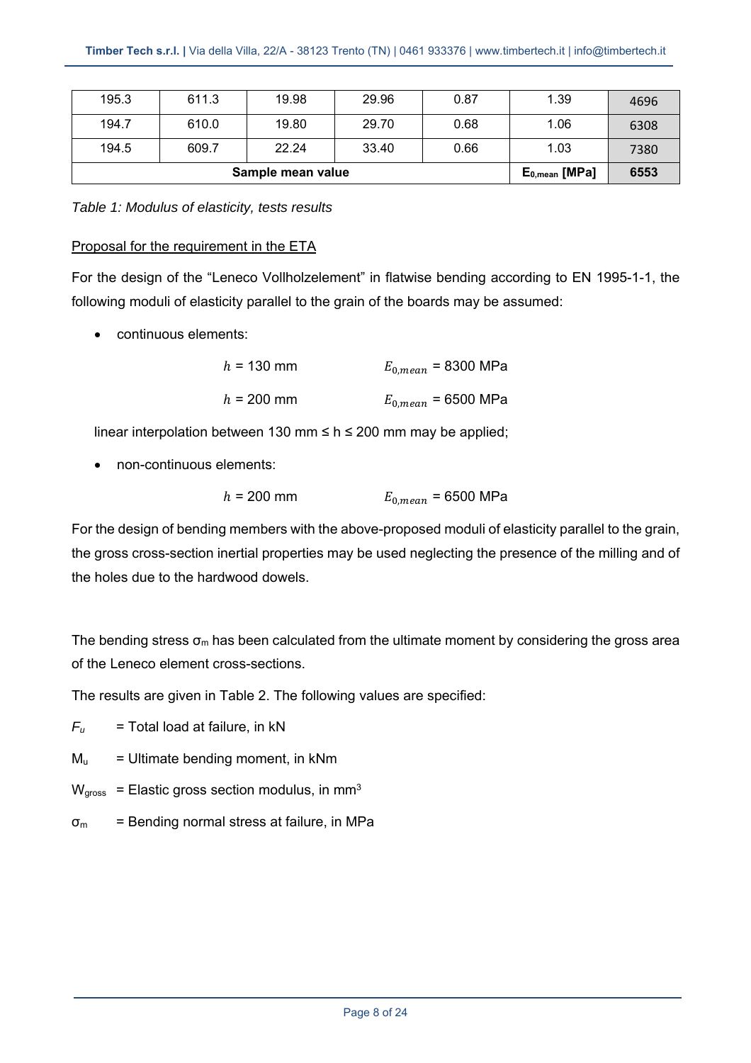| 195.3 | 611.3 | 19.98 | 29.96 | 0.87 | 1.39 | 4696 |
|---|---|---|---|---|---|---|
| 194.7 | 610.0 | 19.80 | 29.70 | 0.68 | 1.06 | 6308 |
| 194.5 | 609.7 | 22.24 | 33.40 | 0.66 | 1.03 | 7380 |
| **Sample mean value** | | | | | **$E_{0,mean}$ [MPa]** | **6553** |

*Table 1: Modulus of elasticity, tests results*

<u>Proposal for the requirement in the ETA</u>

For the design of the "Leneco Vollholzelement" in flatwise bending according to EN 1995-1-1, the following moduli of elasticity parallel to the grain of the boards may be assumed:

- continuous elements:

  $h$ = 130 mm $E_{0,mean}$ = 8300 MPa

  $h$ = 200 mm $E_{0,mean}$ = 6500 MPa

  linear interpolation between 130 mm ≤ h ≤ 200 mm may be applied;

- non-continuous elements:

  $h$ = 200 mm $E_{0,mean}$ = 6500 MPa

For the design of bending members with the above-proposed moduli of elasticity parallel to the grain, the gross cross-section inertial properties may be used neglecting the presence of the milling and of the holes due to the hardwood dowels.

The bending stress $\sigma_m$ has been calculated from the ultimate moment by considering the gross area of the Leneco element cross-sections.

The results are given in Table 2. The following values are specified:

$F_u$ = Total load at failure, in kN

$M_u$ = Ultimate bending moment, in kNm

$W_{gross}$ = Elastic gross section modulus, in $mm^3$

$\sigma_m$ = Bending normal stress at failure, in MPa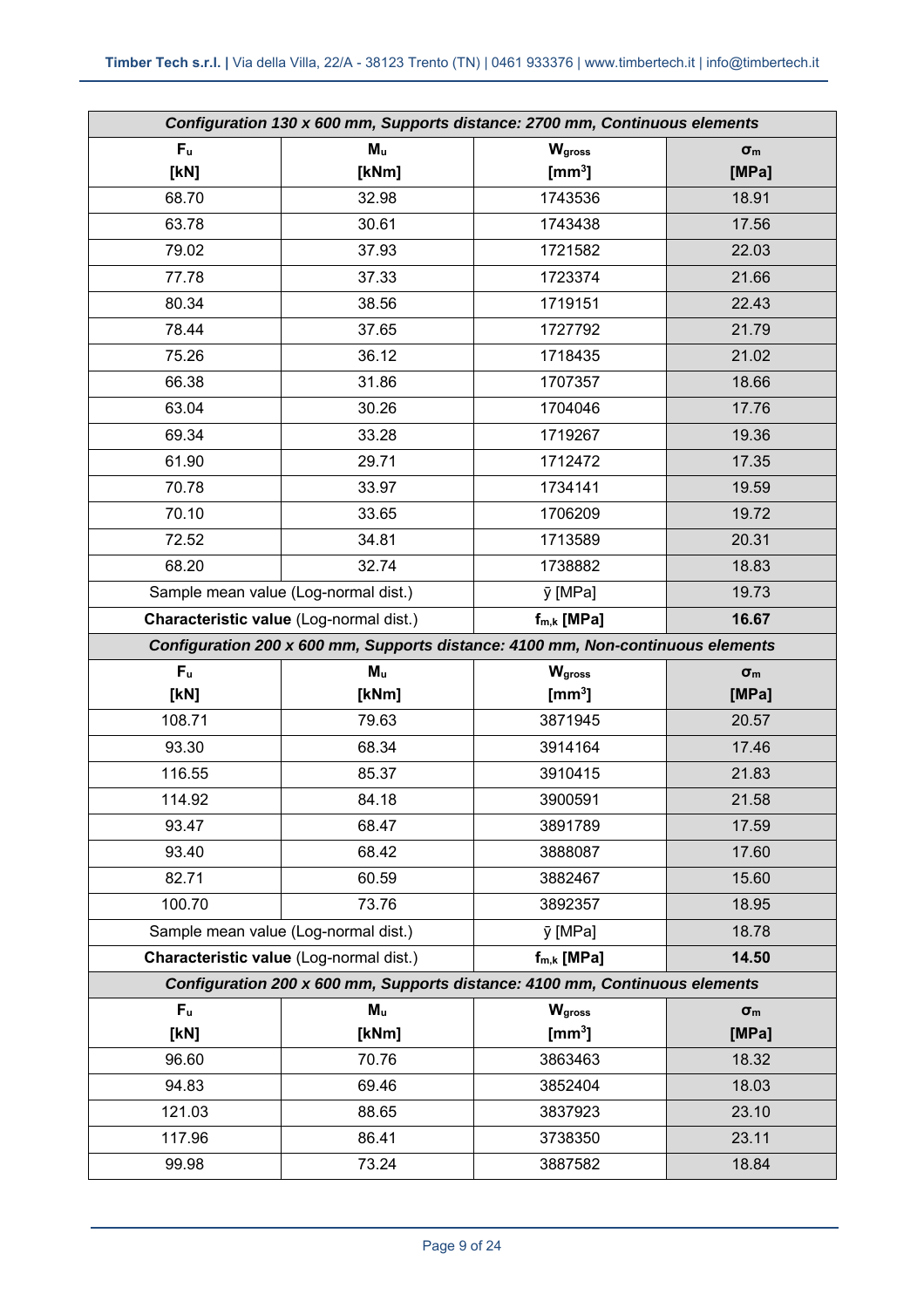| *Configuration 130 x 600 mm, Supports distance: 2700 mm, Continuous elements* | | | |
|---|---|---|---|
| $F_u$ [kN] | $M_u$ [kNm] | $W_{gross}$ [mm$^3$] | $\sigma_m$ [MPa] |
| 68.70 | 32.98 | 1743536 | 18.91 |
| 63.78 | 30.61 | 1743438 | 17.56 |
| 79.02 | 37.93 | 1721582 | 22.03 |
| 77.78 | 37.33 | 1723374 | 21.66 |
| 80.34 | 38.56 | 1719151 | 22.43 |
| 78.44 | 37.65 | 1727792 | 21.79 |
| 75.26 | 36.12 | 1718435 | 21.02 |
| 66.38 | 31.86 | 1707357 | 18.66 |
| 63.04 | 30.26 | 1704046 | 17.76 |
| 69.34 | 33.28 | 1719267 | 19.36 |
| 61.90 | 29.71 | 1712472 | 17.35 |
| 70.78 | 33.97 | 1734141 | 19.59 |
| 70.10 | 33.65 | 1706209 | 19.72 |
| 72.52 | 34.81 | 1713589 | 20.31 |
| 68.20 | 32.74 | 1738882 | 18.83 |
| Sample mean value (Log-normal dist.) | | $\bar{y}$ [MPa] | 19.73 |
| **Characteristic value** (Log-normal dist.) | | **$f_{m,k}$ [MPa]** | **16.67** |
| *Configuration 200 x 600 mm, Supports distance: 4100 mm, Non-continuous elements* | | | |
| $F_u$ [kN] | $M_u$ [kNm] | $W_{gross}$ [mm$^3$] | $\sigma_m$ [MPa] |
| 108.71 | 79.63 | 3871945 | 20.57 |
| 93.30 | 68.34 | 3914164 | 17.46 |
| 116.55 | 85.37 | 3910415 | 21.83 |
| 114.92 | 84.18 | 3900591 | 21.58 |
| 93.47 | 68.47 | 3891789 | 17.59 |
| 93.40 | 68.42 | 3888087 | 17.60 |
| 82.71 | 60.59 | 3882467 | 15.60 |
| 100.70 | 73.76 | 3892357 | 18.95 |
| Sample mean value (Log-normal dist.) | | $\bar{y}$ [MPa] | 18.78 |
| **Characteristic value** (Log-normal dist.) | | **$f_{m,k}$ [MPa]** | **14.50** |
| *Configuration 200 x 600 mm, Supports distance: 4100 mm, Continuous elements* | | | |
| $F_u$ [kN] | $M_u$ [kNm] | $W_{gross}$ [mm$^3$] | $\sigma_m$ [MPa] |
| 96.60 | 70.76 | 3863463 | 18.32 |
| 94.83 | 69.46 | 3852404 | 18.03 |
| 121.03 | 88.65 | 3837923 | 23.10 |
| 117.96 | 86.41 | 3738350 | 23.11 |
| 99.98 | 73.24 | 3887582 | 18.84 |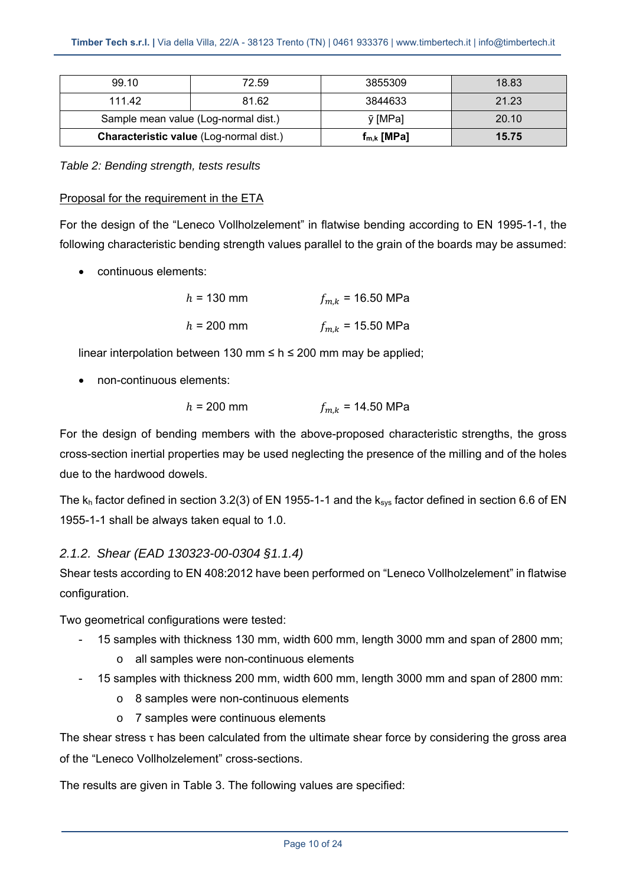| | | | |
|---|---|---|---|
| 99.10 | 72.59 | 3855309 | 18.83 |
| 111.42 | 81.62 | 3844633 | 21.23 |
| Sample mean value (Log-normal dist.) | | ȳ [MPa] | 20.10 |
| **Characteristic value** (Log-normal dist.) | | **$f_{m,k}$ [MPa]** | **15.75** |

*Table 2: Bending strength, tests results*

Proposal for the requirement in the ETA

For the design of the "Leneco Vollholzelement" in flatwise bending according to EN 1995-1-1, the following characteristic bending strength values parallel to the grain of the boards may be assumed:

- continuous elements:

  $h$ = 130 mm $f_{m,k}$ = 16.50 MPa

  $h$ = 200 mm $f_{m,k}$ = 15.50 MPa

  linear interpolation between 130 mm ≤ h ≤ 200 mm may be applied;

- non-continuous elements:

  $h$ = 200 mm $f_{m,k}$ = 14.50 MPa

For the design of bending members with the above-proposed characteristic strengths, the gross cross-section inertial properties may be used neglecting the presence of the milling and of the holes due to the hardwood dowels.

The $k_h$ factor defined in section 3.2(3) of EN 1955-1-1 and the $k_{sys}$ factor defined in section 6.6 of EN 1955-1-1 shall be always taken equal to 1.0.

### *2.1.2. Shear (EAD 130323-00-0304 §1.1.4)*

Shear tests according to EN 408:2012 have been performed on "Leneco Vollholzelement" in flatwise configuration.

Two geometrical configurations were tested:

- 15 samples with thickness 130 mm, width 600 mm, length 3000 mm and span of 2800 mm;
  - all samples were non-continuous elements
- 15 samples with thickness 200 mm, width 600 mm, length 3000 mm and span of 2800 mm:
  - 8 samples were non-continuous elements
  - 7 samples were continuous elements

The shear stress $\tau$ has been calculated from the ultimate shear force by considering the gross area of the "Leneco Vollholzelement" cross-sections.

The results are given in Table 3. The following values are specified: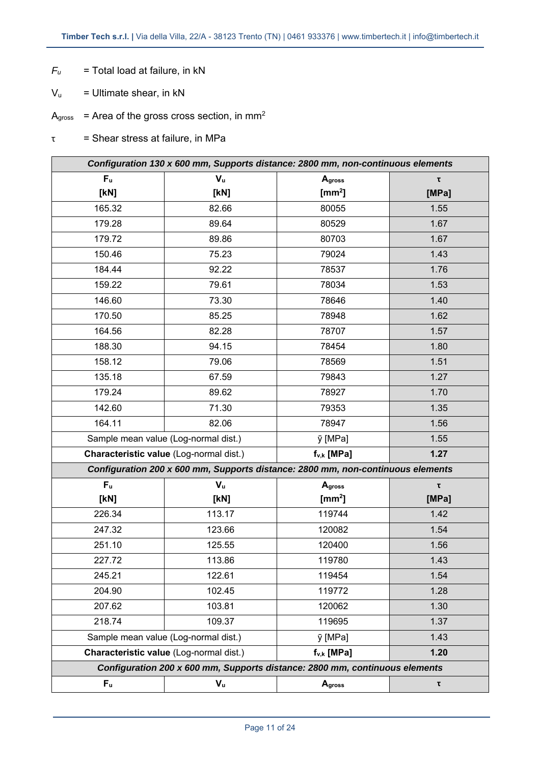$F_u$ = Total load at failure, in kN

$V_u$ = Ultimate shear, in kN

$A_{gross}$ = Area of the gross cross section, in mm$^2$

$\tau$ = Shear stress at failure, in MPa

| *Configuration 130 x 600 mm, Supports distance: 2800 mm, non-continuous elements* | | | |
|---|---|---|---|
| **$F_u$ [kN]** | **$V_u$ [kN]** | **$A_{gross}$ [mm$^2$]** | **$\tau$ [MPa]** |
| 165.32 | 82.66 | 80055 | 1.55 |
| 179.28 | 89.64 | 80529 | 1.67 |
| 179.72 | 89.86 | 80703 | 1.67 |
| 150.46 | 75.23 | 79024 | 1.43 |
| 184.44 | 92.22 | 78537 | 1.76 |
| 159.22 | 79.61 | 78034 | 1.53 |
| 146.60 | 73.30 | 78646 | 1.40 |
| 170.50 | 85.25 | 78948 | 1.62 |
| 164.56 | 82.28 | 78707 | 1.57 |
| 188.30 | 94.15 | 78454 | 1.80 |
| 158.12 | 79.06 | 78569 | 1.51 |
| 135.18 | 67.59 | 79843 | 1.27 |
| 179.24 | 89.62 | 78927 | 1.70 |
| 142.60 | 71.30 | 79353 | 1.35 |
| 164.11 | 82.06 | 78947 | 1.56 |
| Sample mean value (Log-normal dist.) | | $\bar{y}$ [MPa] | 1.55 |
| **Characteristic value** (Log-normal dist.) | | **$f_{v,k}$ [MPa]** | **1.27** |
| *Configuration 200 x 600 mm, Supports distance: 2800 mm, non-continuous elements* | | | |
| **$F_u$ [kN]** | **$V_u$ [kN]** | **$A_{gross}$ [mm$^2$]** | **$\tau$ [MPa]** |
| 226.34 | 113.17 | 119744 | 1.42 |
| 247.32 | 123.66 | 120082 | 1.54 |
| 251.10 | 125.55 | 120400 | 1.56 |
| 227.72 | 113.86 | 119780 | 1.43 |
| 245.21 | 122.61 | 119454 | 1.54 |
| 204.90 | 102.45 | 119772 | 1.28 |
| 207.62 | 103.81 | 120062 | 1.30 |
| 218.74 | 109.37 | 119695 | 1.37 |
| Sample mean value (Log-normal dist.) | | $\bar{y}$ [MPa] | 1.43 |
| **Characteristic value** (Log-normal dist.) | | **$f_{v,k}$ [MPa]** | **1.20** |
| *Configuration 200 x 600 mm, Supports distance: 2800 mm, continuous elements* | | | |
| **$F_u$** | **$V_u$** | **$A_{gross}$** | **$\tau$** |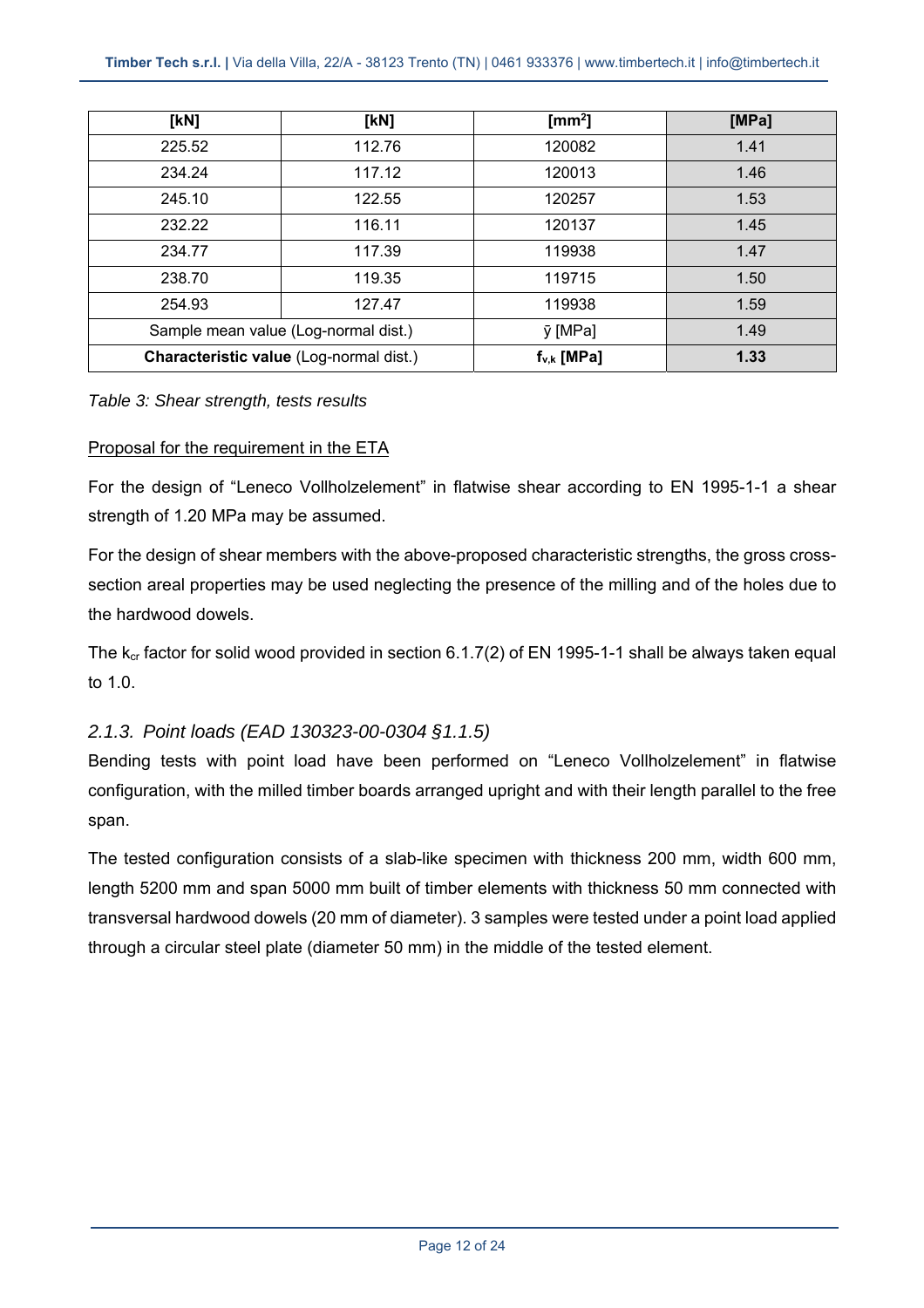| [kN] | [kN] | [mm$^2$] | [MPa] |
|---|---|---|---|
| 225.52 | 112.76 | 120082 | 1.41 |
| 234.24 | 117.12 | 120013 | 1.46 |
| 245.10 | 122.55 | 120257 | 1.53 |
| 232.22 | 116.11 | 120137 | 1.45 |
| 234.77 | 117.39 | 119938 | 1.47 |
| 238.70 | 119.35 | 119715 | 1.50 |
| 254.93 | 127.47 | 119938 | 1.59 |
| Sample mean value (Log-normal dist.) | | $\bar{y}$ [MPa] | 1.49 |
| **Characteristic value** (Log-normal dist.) | | **$f_{v,k}$ [MPa]** | **1.33** |

*Table 3: Shear strength, tests results*

Proposal for the requirement in the ETA

For the design of "Leneco Vollholzelement" in flatwise shear according to EN 1995-1-1 a shear strength of 1.20 MPa may be assumed.

For the design of shear members with the above-proposed characteristic strengths, the gross cross-section areal properties may be used neglecting the presence of the milling and of the holes due to the hardwood dowels.

The $k_{cr}$ factor for solid wood provided in section 6.1.7(2) of EN 1995-1-1 shall be always taken equal to 1.0.

### *2.1.3. Point loads (EAD 130323-00-0304 §1.1.5)*

Bending tests with point load have been performed on "Leneco Vollholzelement" in flatwise configuration, with the milled timber boards arranged upright and with their length parallel to the free span.

The tested configuration consists of a slab-like specimen with thickness 200 mm, width 600 mm, length 5200 mm and span 5000 mm built of timber elements with thickness 50 mm connected with transversal hardwood dowels (20 mm of diameter). 3 samples were tested under a point load applied through a circular steel plate (diameter 50 mm) in the middle of the tested element.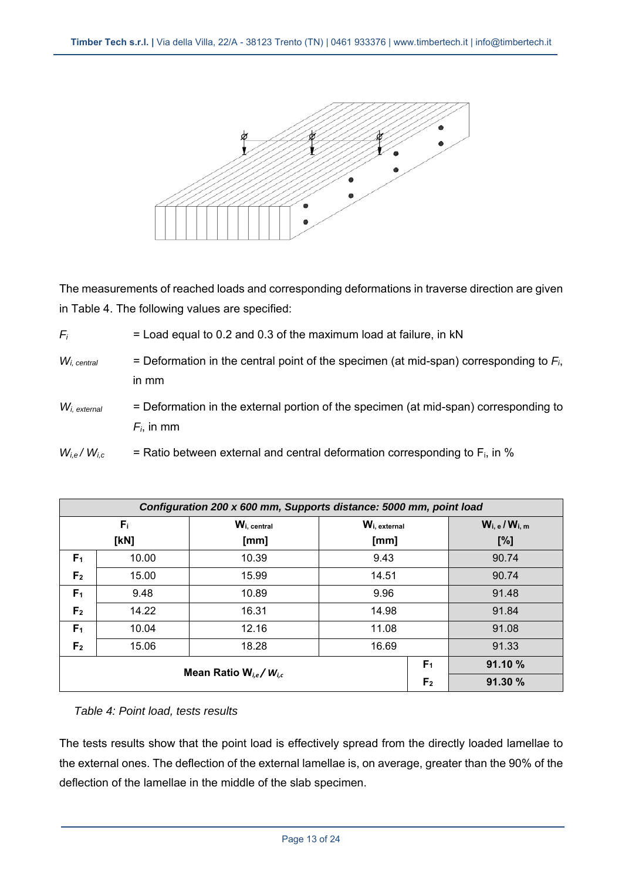The measurements of reached loads and corresponding deformations in traverse direction are given in Table 4. The following values are specified:

$F_i$ = Load equal to 0.2 and 0.3 of the maximum load at failure, in kN

$W_{i,\,central}$ = Deformation in the central point of the specimen (at mid-span) corresponding to $F_i$, in mm

$W_{i,\,external}$ = Deformation in the external portion of the specimen (at mid-span) corresponding to $F_i$, in mm

$W_{i,e} / W_{i,c}$ = Ratio between external and central deformation corresponding to $F_i$, in %

| *Configuration 200 x 600 mm, Supports distance: 5000 mm, point load* | | | | | |
|---|---|---|---|---|---|
| **$F_i$ [kN]** | | **$W_{i,\,central}$ [mm]** | **$W_{i,\,external}$ [mm]** | | **$W_{i,\,e} / W_{i,\,m}$ [%]** |
| **$F_1$** | 10.00 | 10.39 | 9.43 | | 90.74 |
| **$F_2$** | 15.00 | 15.99 | 14.51 | | 90.74 |
| **$F_1$** | 9.48 | 10.89 | 9.96 | | 91.48 |
| **$F_2$** | 14.22 | 16.31 | 14.98 | | 91.84 |
| **$F_1$** | 10.04 | 12.16 | 11.08 | | 91.08 |
| **$F_2$** | 15.06 | 18.28 | 16.69 | | 91.33 |
| **Mean Ratio $W_{i,e} / W_{i,c}$** | | | | **$F_1$** | **91.10 %** |
| | | | | **$F_2$** | **91.30 %** |

*Table 4: Point load, tests results*

The tests results show that the point load is effectively spread from the directly loaded lamellae to the external ones. The deflection of the external lamellae is, on average, greater than the 90% of the deflection of the lamellae in the middle of the slab specimen.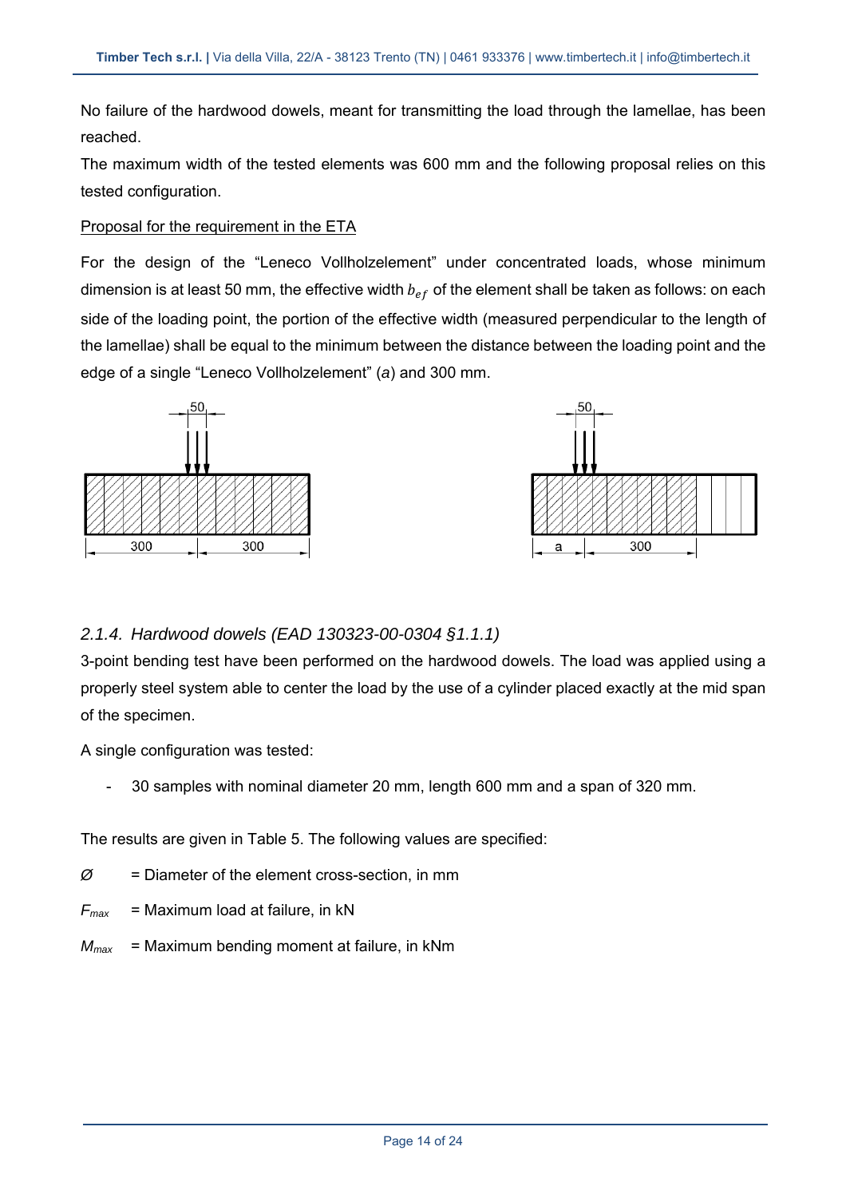No failure of the hardwood dowels, meant for transmitting the load through the lamellae, has been reached.

The maximum width of the tested elements was 600 mm and the following proposal relies on this tested configuration.

Proposal for the requirement in the ETA

For the design of the "Leneco Vollholzelement" under concentrated loads, whose minimum dimension is at least 50 mm, the effective width $b_{ef}$ of the element shall be taken as follows: on each side of the loading point, the portion of the effective width (measured perpendicular to the length of the lamellae) shall be equal to the minimum between the distance between the loading point and the edge of a single "Leneco Vollholzelement" (*a*) and 300 mm.

### 2.1.4. *Hardwood dowels (EAD 130323-00-0304 §1.1.1)*

3-point bending test have been performed on the hardwood dowels. The load was applied using a properly steel system able to center the load by the use of a cylinder placed exactly at the mid span of the specimen.

A single configuration was tested:

- 30 samples with nominal diameter 20 mm, length 600 mm and a span of 320 mm.

The results are given in Table 5. The following values are specified:

*Ø* = Diameter of the element cross-section, in mm

$F_{max}$ = Maximum load at failure, in kN

$M_{max}$ = Maximum bending moment at failure, in kNm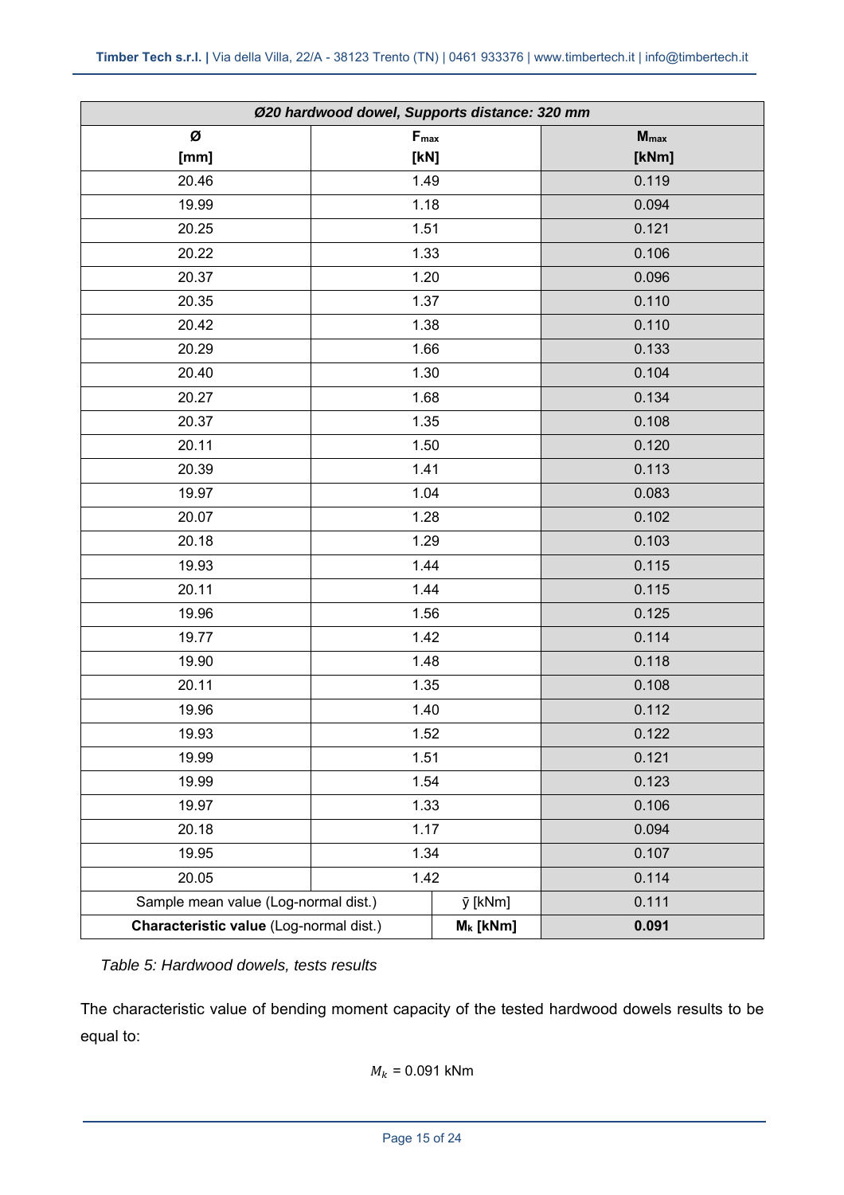| *Ø20 hardwood dowel, Supports distance: 320 mm* | | |
|---|---|---|
| **Ø** **[mm]** | **$F_{max}$** **[kN]** | **$M_{max}$** **[kNm]** |
| 20.46 | 1.49 | 0.119 |
| 19.99 | 1.18 | 0.094 |
| 20.25 | 1.51 | 0.121 |
| 20.22 | 1.33 | 0.106 |
| 20.37 | 1.20 | 0.096 |
| 20.35 | 1.37 | 0.110 |
| 20.42 | 1.38 | 0.110 |
| 20.29 | 1.66 | 0.133 |
| 20.40 | 1.30 | 0.104 |
| 20.27 | 1.68 | 0.134 |
| 20.37 | 1.35 | 0.108 |
| 20.11 | 1.50 | 0.120 |
| 20.39 | 1.41 | 0.113 |
| 19.97 | 1.04 | 0.083 |
| 20.07 | 1.28 | 0.102 |
| 20.18 | 1.29 | 0.103 |
| 19.93 | 1.44 | 0.115 |
| 20.11 | 1.44 | 0.115 |
| 19.96 | 1.56 | 0.125 |
| 19.77 | 1.42 | 0.114 |
| 19.90 | 1.48 | 0.118 |
| 20.11 | 1.35 | 0.108 |
| 19.96 | 1.40 | 0.112 |
| 19.93 | 1.52 | 0.122 |
| 19.99 | 1.51 | 0.121 |
| 19.99 | 1.54 | 0.123 |
| 19.97 | 1.33 | 0.106 |
| 20.18 | 1.17 | 0.094 |
| 19.95 | 1.34 | 0.107 |
| 20.05 | 1.42 | 0.114 |
| Sample mean value (Log-normal dist.) | $\bar{y}$ [kNm] | 0.111 |
| **Characteristic value** (Log-normal dist.) | **$M_k$ [kNm]** | **0.091** |

*Table 5: Hardwood dowels, tests results*

The characteristic value of bending moment capacity of the tested hardwood dowels results to be equal to:

$$M_k = 0.091 \text{ kNm}$$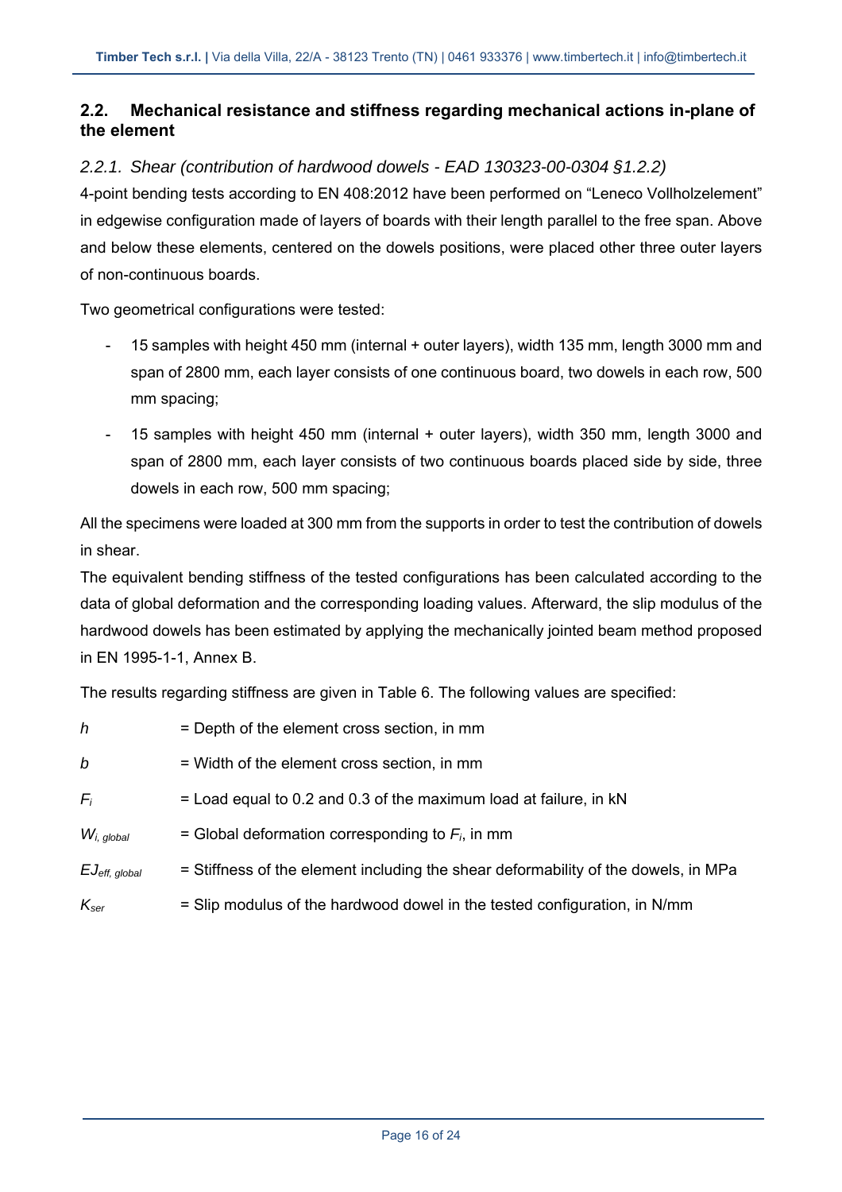## 2.2. Mechanical resistance and stiffness regarding mechanical actions in-plane of the element

### *2.2.1. Shear (contribution of hardwood dowels - EAD 130323-00-0304 §1.2.2)*

4-point bending tests according to EN 408:2012 have been performed on "Leneco Vollholzelement" in edgewise configuration made of layers of boards with their length parallel to the free span. Above and below these elements, centered on the dowels positions, were placed other three outer layers of non-continuous boards.

Two geometrical configurations were tested:

- 15 samples with height 450 mm (internal + outer layers), width 135 mm, length 3000 mm and span of 2800 mm, each layer consists of one continuous board, two dowels in each row, 500 mm spacing;
- 15 samples with height 450 mm (internal + outer layers), width 350 mm, length 3000 and span of 2800 mm, each layer consists of two continuous boards placed side by side, three dowels in each row, 500 mm spacing;

All the specimens were loaded at 300 mm from the supports in order to test the contribution of dowels in shear.

The equivalent bending stiffness of the tested configurations has been calculated according to the data of global deformation and the corresponding loading values. Afterward, the slip modulus of the hardwood dowels has been estimated by applying the mechanically jointed beam method proposed in EN 1995-1-1, Annex B.

The results regarding stiffness are given in Table 6. The following values are specified:

$h$ = Depth of the element cross section, in mm

$b$ = Width of the element cross section, in mm

$F_i$ = Load equal to 0.2 and 0.3 of the maximum load at failure, in kN

$W_{i,\ global}$ = Global deformation corresponding to $F_i$, in mm

$EJ_{eff,\ global}$ = Stiffness of the element including the shear deformability of the dowels, in MPa

$K_{ser}$ = Slip modulus of the hardwood dowel in the tested configuration, in N/mm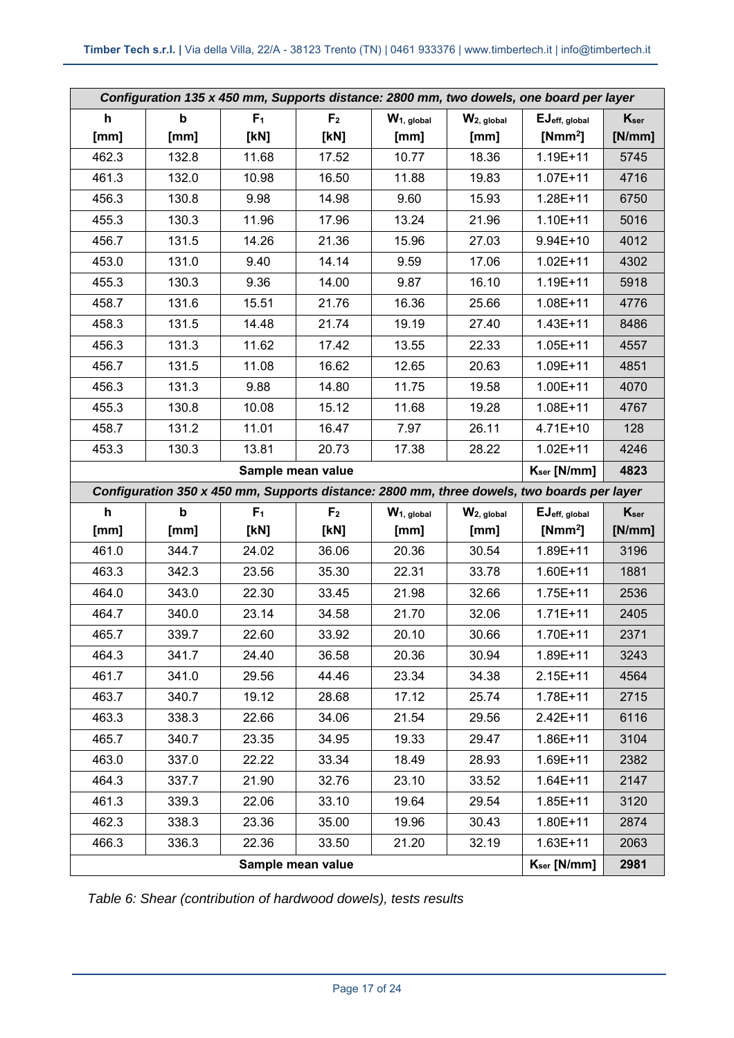| *Configuration 135 x 450 mm, Supports distance: 2800 mm, two dowels, one board per layer* | | | | | | | |
|---|---|---|---|---|---|---|---|
| **h [mm]** | **b [mm]** | **$F_1$ [kN]** | **$F_2$ [kN]** | **$W_{1, global}$ [mm]** | **$W_{2, global}$ [mm]** | **$EJ_{eff, global}$ [$Nmm^2$]** | **$K_{ser}$ [N/mm]** |
| 462.3 | 132.8 | 11.68 | 17.52 | 10.77 | 18.36 | 1.19E+11 | 5745 |
| 461.3 | 132.0 | 10.98 | 16.50 | 11.88 | 19.83 | 1.07E+11 | 4716 |
| 456.3 | 130.8 | 9.98 | 14.98 | 9.60 | 15.93 | 1.28E+11 | 6750 |
| 455.3 | 130.3 | 11.96 | 17.96 | 13.24 | 21.96 | 1.10E+11 | 5016 |
| 456.7 | 131.5 | 14.26 | 21.36 | 15.96 | 27.03 | 9.94E+10 | 4012 |
| 453.0 | 131.0 | 9.40 | 14.14 | 9.59 | 17.06 | 1.02E+11 | 4302 |
| 455.3 | 130.3 | 9.36 | 14.00 | 9.87 | 16.10 | 1.19E+11 | 5918 |
| 458.7 | 131.6 | 15.51 | 21.76 | 16.36 | 25.66 | 1.08E+11 | 4776 |
| 458.3 | 131.5 | 14.48 | 21.74 | 19.19 | 27.40 | 1.43E+11 | 8486 |
| 456.3 | 131.3 | 11.62 | 17.42 | 13.55 | 22.33 | 1.05E+11 | 4557 |
| 456.7 | 131.5 | 11.08 | 16.62 | 12.65 | 20.63 | 1.09E+11 | 4851 |
| 456.3 | 131.3 | 9.88 | 14.80 | 11.75 | 19.58 | 1.00E+11 | 4070 |
| 455.3 | 130.8 | 10.08 | 15.12 | 11.68 | 19.28 | 1.08E+11 | 4767 |
| 458.7 | 131.2 | 11.01 | 16.47 | 7.97 | 26.11 | 4.71E+10 | 128 |
| 453.3 | 130.3 | 13.81 | 20.73 | 17.38 | 28.22 | 1.02E+11 | 4246 |
| **Sample mean value** | | | | | | **$K_{ser}$ [N/mm]** | **4823** |
| *Configuration 350 x 450 mm, Supports distance: 2800 mm, three dowels, two boards per layer* | | | | | | | |
| **h [mm]** | **b [mm]** | **$F_1$ [kN]** | **$F_2$ [kN]** | **$W_{1, global}$ [mm]** | **$W_{2, global}$ [mm]** | **$EJ_{eff, global}$ [$Nmm^2$]** | **$K_{ser}$ [N/mm]** |
| 461.0 | 344.7 | 24.02 | 36.06 | 20.36 | 30.54 | 1.89E+11 | 3196 |
| 463.3 | 342.3 | 23.56 | 35.30 | 22.31 | 33.78 | 1.60E+11 | 1881 |
| 464.0 | 343.0 | 22.30 | 33.45 | 21.98 | 32.66 | 1.75E+11 | 2536 |
| 464.7 | 340.0 | 23.14 | 34.58 | 21.70 | 32.06 | 1.71E+11 | 2405 |
| 465.7 | 339.7 | 22.60 | 33.92 | 20.10 | 30.66 | 1.70E+11 | 2371 |
| 464.3 | 341.7 | 24.40 | 36.58 | 20.36 | 30.94 | 1.89E+11 | 3243 |
| 461.7 | 341.0 | 29.56 | 44.46 | 23.34 | 34.38 | 2.15E+11 | 4564 |
| 463.7 | 340.7 | 19.12 | 28.68 | 17.12 | 25.74 | 1.78E+11 | 2715 |
| 463.3 | 338.3 | 22.66 | 34.06 | 21.54 | 29.56 | 2.42E+11 | 6116 |
| 465.7 | 340.7 | 23.35 | 34.95 | 19.33 | 29.47 | 1.86E+11 | 3104 |
| 463.0 | 337.0 | 22.22 | 33.34 | 18.49 | 28.93 | 1.69E+11 | 2382 |
| 464.3 | 337.7 | 21.90 | 32.76 | 23.10 | 33.52 | 1.64E+11 | 2147 |
| 461.3 | 339.3 | 22.06 | 33.10 | 19.64 | 29.54 | 1.85E+11 | 3120 |
| 462.3 | 338.3 | 23.36 | 35.00 | 19.96 | 30.43 | 1.80E+11 | 2874 |
| 466.3 | 336.3 | 22.36 | 33.50 | 21.20 | 32.19 | 1.63E+11 | 2063 |
| **Sample mean value** | | | | | | **$K_{ser}$ [N/mm]** | **2981** |

*Table 6: Shear (contribution of hardwood dowels), tests results*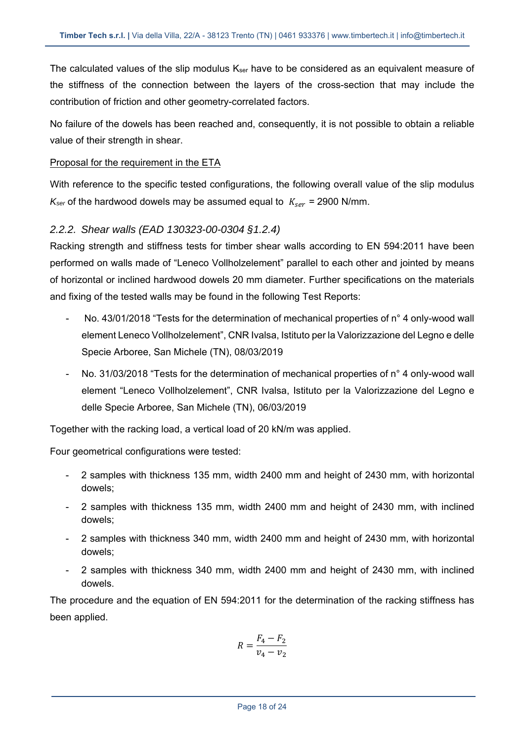The calculated values of the slip modulus $K_{ser}$ have to be considered as an equivalent measure of the stiffness of the connection between the layers of the cross-section that may include the contribution of friction and other geometry-correlated factors.

No failure of the dowels has been reached and, consequently, it is not possible to obtain a reliable value of their strength in shear.

Proposal for the requirement in the ETA

With reference to the specific tested configurations, the following overall value of the slip modulus $K_{ser}$ of the hardwood dowels may be assumed equal to $K_{ser}$ = 2900 N/mm.

### 2.2.2. Shear walls (EAD 130323-00-0304 §1.2.4)

Racking strength and stiffness tests for timber shear walls according to EN 594:2011 have been performed on walls made of “Leneco Vollholzelement” parallel to each other and jointed by means of horizontal or inclined hardwood dowels 20 mm diameter. Further specifications on the materials and fixing of the tested walls may be found in the following Test Reports:

- No. 43/01/2018 “Tests for the determination of mechanical properties of n° 4 only-wood wall element Leneco Vollholzelement”, CNR Ivalsa, Istituto per la Valorizzazione del Legno e delle Specie Arboree, San Michele (TN), 08/03/2019
- No. 31/03/2018 “Tests for the determination of mechanical properties of n° 4 only-wood wall element “Leneco Vollholzelement”, CNR Ivalsa, Istituto per la Valorizzazione del Legno e delle Specie Arboree, San Michele (TN), 06/03/2019

Together with the racking load, a vertical load of 20 kN/m was applied.

Four geometrical configurations were tested:

- 2 samples with thickness 135 mm, width 2400 mm and height of 2430 mm, with horizontal dowels;
- 2 samples with thickness 135 mm, width 2400 mm and height of 2430 mm, with inclined dowels;
- 2 samples with thickness 340 mm, width 2400 mm and height of 2430 mm, with horizontal dowels;
- 2 samples with thickness 340 mm, width 2400 mm and height of 2430 mm, with inclined dowels.

The procedure and the equation of EN 594:2011 for the determination of the racking stiffness has been applied.

$$R = \frac{F_4 - F_2}{v_4 - v_2}$$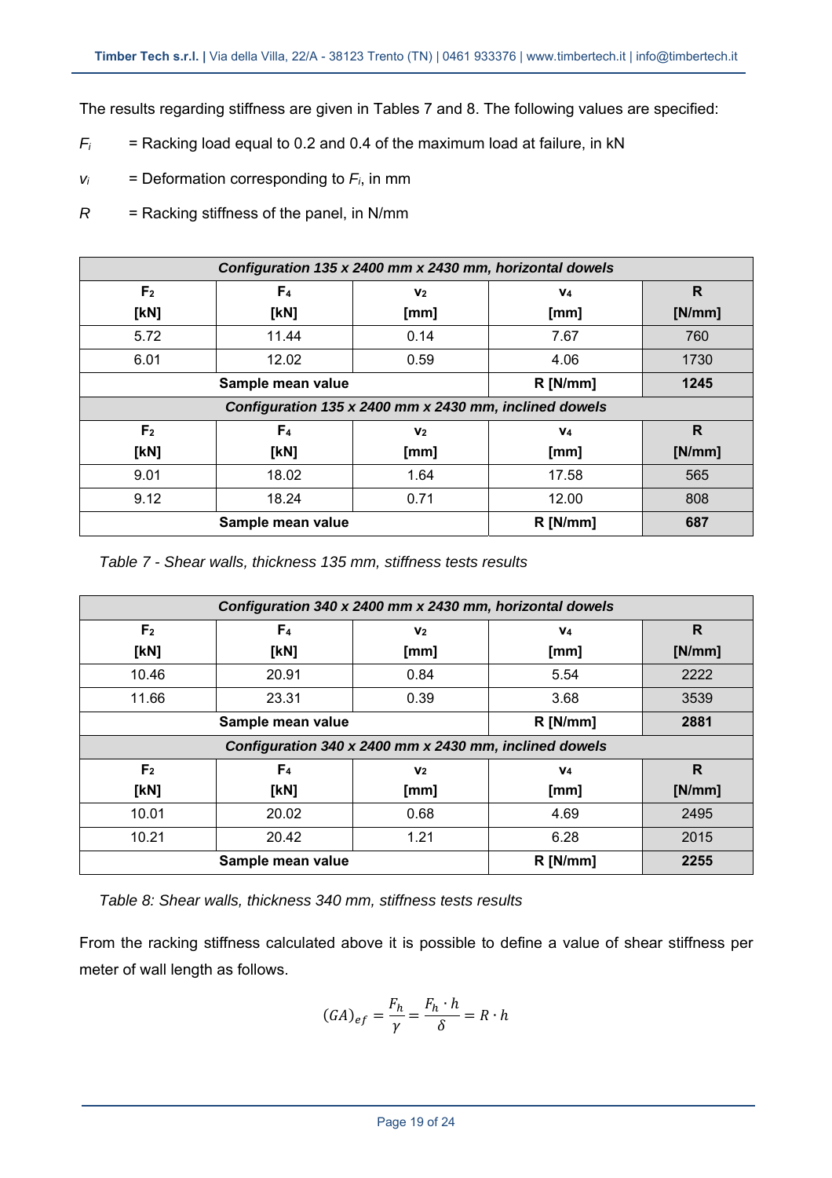The results regarding stiffness are given in Tables 7 and 8. The following values are specified:

$F_i$ = Racking load equal to 0.2 and 0.4 of the maximum load at failure, in kN

$v_i$ = Deformation corresponding to $F_i$, in mm

$R$ = Racking stiffness of the panel, in N/mm

| *Configuration 135 x 2400 mm x 2430 mm, horizontal dowels* | | | | |
|---|---|---|---|---|
| **$F_2$ [kN]** | **$F_4$ [kN]** | **$v_2$ [mm]** | **$v_4$ [mm]** | **R [N/mm]** |
| 5.72 | 11.44 | 0.14 | 7.67 | 760 |
| 6.01 | 12.02 | 0.59 | 4.06 | 1730 |
| **Sample mean value** | | | **R [N/mm]** | **1245** |
| *Configuration 135 x 2400 mm x 2430 mm, inclined dowels* | | | | |
| **$F_2$ [kN]** | **$F_4$ [kN]** | **$v_2$ [mm]** | **$v_4$ [mm]** | **R [N/mm]** |
| 9.01 | 18.02 | 1.64 | 17.58 | 565 |
| 9.12 | 18.24 | 0.71 | 12.00 | 808 |
| **Sample mean value** | | | **R [N/mm]** | **687** |

*Table 7 - Shear walls, thickness 135 mm, stiffness tests results*

| *Configuration 340 x 2400 mm x 2430 mm, horizontal dowels* | | | | |
|---|---|---|---|---|
| **$F_2$ [kN]** | **$F_4$ [kN]** | **$v_2$ [mm]** | **$v_4$ [mm]** | **R [N/mm]** |
| 10.46 | 20.91 | 0.84 | 5.54 | 2222 |
| 11.66 | 23.31 | 0.39 | 3.68 | 3539 |
| **Sample mean value** | | | **R [N/mm]** | **2881** |
| *Configuration 340 x 2400 mm x 2430 mm, inclined dowels* | | | | |
| **$F_2$ [kN]** | **$F_4$ [kN]** | **$v_2$ [mm]** | **$v_4$ [mm]** | **R [N/mm]** |
| 10.01 | 20.02 | 0.68 | 4.69 | 2495 |
| 10.21 | 20.42 | 1.21 | 6.28 | 2015 |
| **Sample mean value** | | | **R [N/mm]** | **2255** |

*Table 8: Shear walls, thickness 340 mm, stiffness tests results*

From the racking stiffness calculated above it is possible to define a value of shear stiffness per meter of wall length as follows.

$$(GA)_{ef} = \frac{F_h}{\gamma} = \frac{F_h \cdot h}{\delta} = R \cdot h$$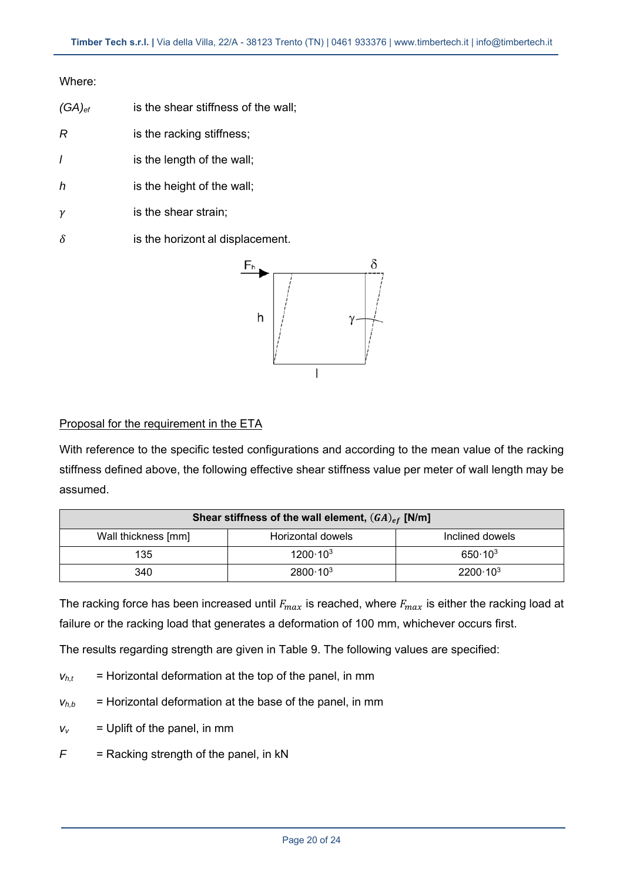Where:

| | |
|---|---|
| $(GA)_{ef}$ | is the shear stiffness of the wall; |
| $R$ | is the racking stiffness; |
| $l$ | is the length of the wall; |
| $h$ | is the height of the wall; |
| $\gamma$ | is the shear strain; |
| $\delta$ | is the horizont al displacement. |

Proposal for the requirement in the ETA

With reference to the specific tested configurations and according to the mean value of the racking stiffness defined above, the following effective shear stiffness value per meter of wall length may be assumed.

| **Shear stiffness of the wall element, $(GA)_{ef}$ [N/m]** | | |
|---|---|---|
| Wall thickness [mm] | Horizontal dowels | Inclined dowels |
| 135 | $1200 \cdot 10^3$ | $650 \cdot 10^3$ |
| 340 | $2800 \cdot 10^3$ | $2200 \cdot 10^3$ |

The racking force has been increased until $F_{max}$ is reached, where $F_{max}$ is either the racking load at failure or the racking load that generates a deformation of 100 mm, whichever occurs first.

The results regarding strength are given in Table 9. The following values are specified:

$v_{h,t}$ = Horizontal deformation at the top of the panel, in mm

$v_{h,b}$ = Horizontal deformation at the base of the panel, in mm

$v_v$ = Uplift of the panel, in mm

$F$ = Racking strength of the panel, in kN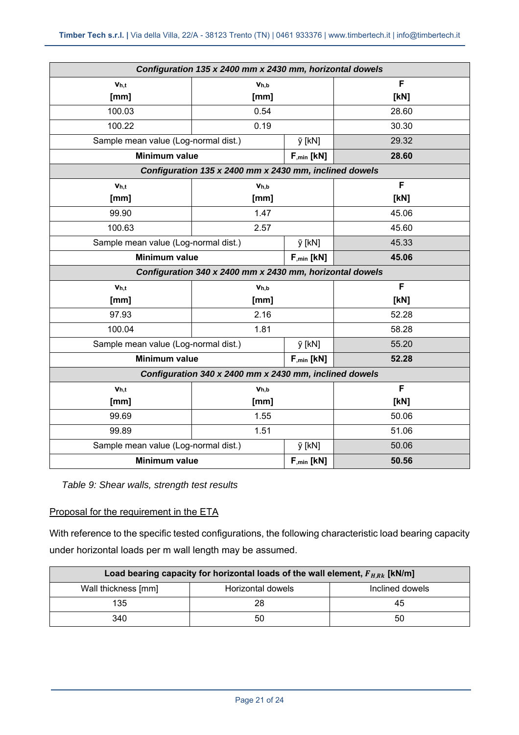| *Configuration 135 x 2400 mm x 2430 mm, horizontal dowels* | | | |
|---|---|---|---|
| **$v_{h,t}$ [mm]** | **$v_{h,b}$ [mm]** | | **F [kN]** |
| 100.03 | 0.54 | | 28.60 |
| 100.22 | 0.19 | | 30.30 |
| Sample mean value (Log-normal dist.) | | ȳ [kN] | 29.32 |
| **Minimum value** | | **$F_{,min}$ [kN]** | **28.60** |
| *Configuration 135 x 2400 mm x 2430 mm, inclined dowels* | | | |
| **$v_{h,t}$ [mm]** | **$v_{h,b}$ [mm]** | | **F [kN]** |
| 99.90 | 1.47 | | 45.06 |
| 100.63 | 2.57 | | 45.60 |
| Sample mean value (Log-normal dist.) | | ȳ [kN] | 45.33 |
| **Minimum value** | | **$F_{,min}$ [kN]** | **45.06** |
| *Configuration 340 x 2400 mm x 2430 mm, horizontal dowels* | | | |
| **$v_{h,t}$ [mm]** | **$v_{h,b}$ [mm]** | | **F [kN]** |
| 97.93 | 2.16 | | 52.28 |
| 100.04 | 1.81 | | 58.28 |
| Sample mean value (Log-normal dist.) | | ȳ [kN] | 55.20 |
| **Minimum value** | | **$F_{,min}$ [kN]** | **52.28** |
| *Configuration 340 x 2400 mm x 2430 mm, inclined dowels* | | | |
| **$v_{h,t}$ [mm]** | **$v_{h,b}$ [mm]** | | **F [kN]** |
| 99.69 | 1.55 | | 50.06 |
| 99.89 | 1.51 | | 51.06 |
| Sample mean value (Log-normal dist.) | | ȳ [kN] | 50.06 |
| **Minimum value** | | **$F_{,min}$ [kN]** | **50.56** |

*Table 9: Shear walls, strength test results*

Proposal for the requirement in the ETA

With reference to the specific tested configurations, the following characteristic load bearing capacity under horizontal loads per m wall length may be assumed.

| **Load bearing capacity for horizontal loads of the wall element, $F_{H,Rk}$ [kN/m]** | | |
|---|---|---|
| Wall thickness [mm] | Horizontal dowels | Inclined dowels |
| 135 | 28 | 45 |
| 340 | 50 | 50 |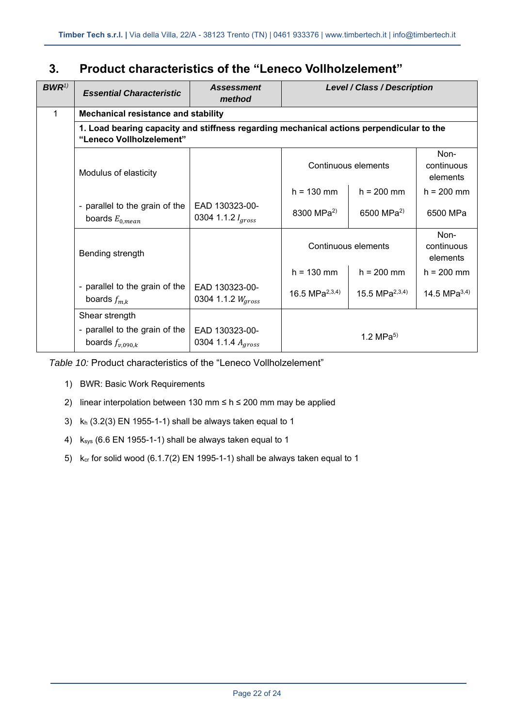## 3. Product characteristics of the "Leneco Vollholzelement"

| *BWR[1)]* | *Essential Characteristic* | *Assessment method* | *Level / Class / Description* | | |
|---|---|---|---|---|---|
| 1 | **Mechanical resistance and stability** | | | | |
| | **1. Load bearing capacity and stiffness regarding mechanical actions perpendicular to the "Leneco Vollholzelement"** | | | | |
| | Modulus of elasticity | | Continuous elements | | Non-continuous elements |
| | | | h = 130 mm | h = 200 mm | h = 200 mm |
| | - parallel to the grain of the boards $E_{0,mean}$ | EAD 130323-00-0304 1.1.2 $I_{gross}$ | 8300 MPa[2)] | 6500 MPa[2)] | 6500 MPa |
| | Bending strength | | Continuous elements | | Non-continuous elements |
| | | | h = 130 mm | h = 200 mm | h = 200 mm |
| | - parallel to the grain of the boards $f_{m,k}$ | EAD 130323-00-0304 1.1.2 $W_{gross}$ | 16.5 MPa[2,3,4)] | 15.5 MPa[2,3,4)] | 14.5 MPa[3,4)] |
| | Shear strength<br>- parallel to the grain of the boards $f_{v,090,k}$ | EAD 130323-00-0304 1.1.4 $A_{gross}$ | 1.2 MPa[5)] | | |

*Table 10:* Product characteristics of the "Leneco Vollholzelement"

1) BWR: Basic Work Requirements
2) linear interpolation between 130 mm ≤ h ≤ 200 mm may be applied
3) $k_h$ (3.2(3) EN 1955-1-1) shall be always taken equal to 1
4) $k_{sys}$ (6.6 EN 1955-1-1) shall be always taken equal to 1
5) $k_{cr}$ for solid wood (6.1.7(2) EN 1995-1-1) shall be always taken equal to 1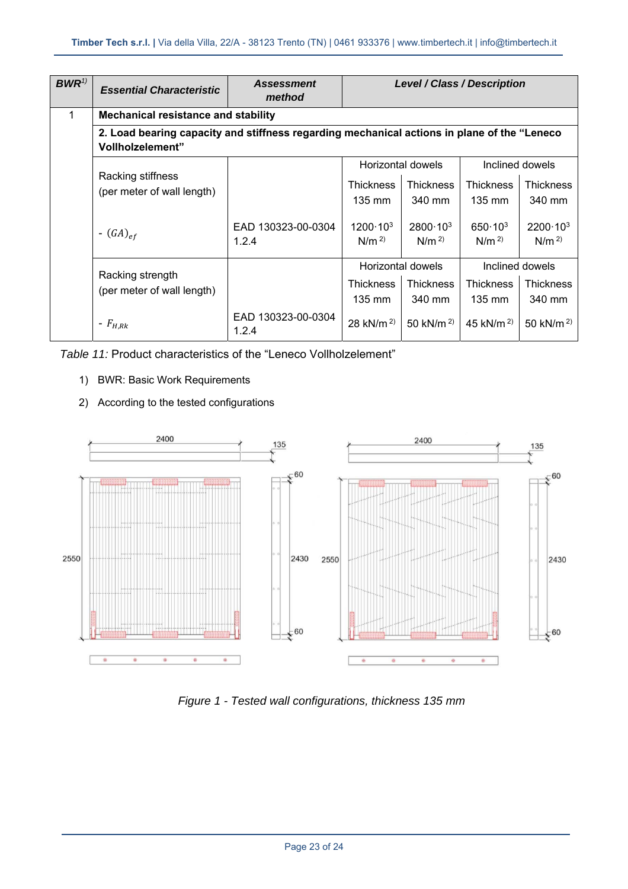| BWR[1] | Essential Characteristic | Assessment method | Level / Class / Description | | | |
|---|---|---|---|---|---|---|
| 1 | **Mechanical resistance and stability** | | | | | |
| | **2. Load bearing capacity and stiffness regarding mechanical actions in plane of the "Leneco Vollholzelement"** | | | | | |
| | Racking stiffness (per meter of wall length) | | Horizontal dowels | | Inclined dowels | |
| | | | Thickness 135 mm | Thickness 340 mm | Thickness 135 mm | Thickness 340 mm |
| | - $(GA)_{ef}$ | EAD 130323-00-0304 1.2.4 | $1200 \cdot 10^3$ N/m [2] | $2800 \cdot 10^3$ N/m [2] | $650 \cdot 10^3$ N/m [2] | $2200 \cdot 10^3$ N/m [2] |
| | Racking strength (per meter of wall length) | | Horizontal dowels | | Inclined dowels | |
| | | | Thickness 135 mm | Thickness 340 mm | Thickness 135 mm | Thickness 340 mm |
| | - $F_{H,Rk}$ | EAD 130323-00-0304 1.2.4 | 28 kN/m [2] | 50 kN/m [2] | 45 kN/m [2] | 50 kN/m [2] |

*Table 11:* Product characteristics of the "Leneco Vollholzelement"

1) BWR: Basic Work Requirements
2) According to the tested configurations

*Figure 1 - Tested wall configurations, thickness 135 mm*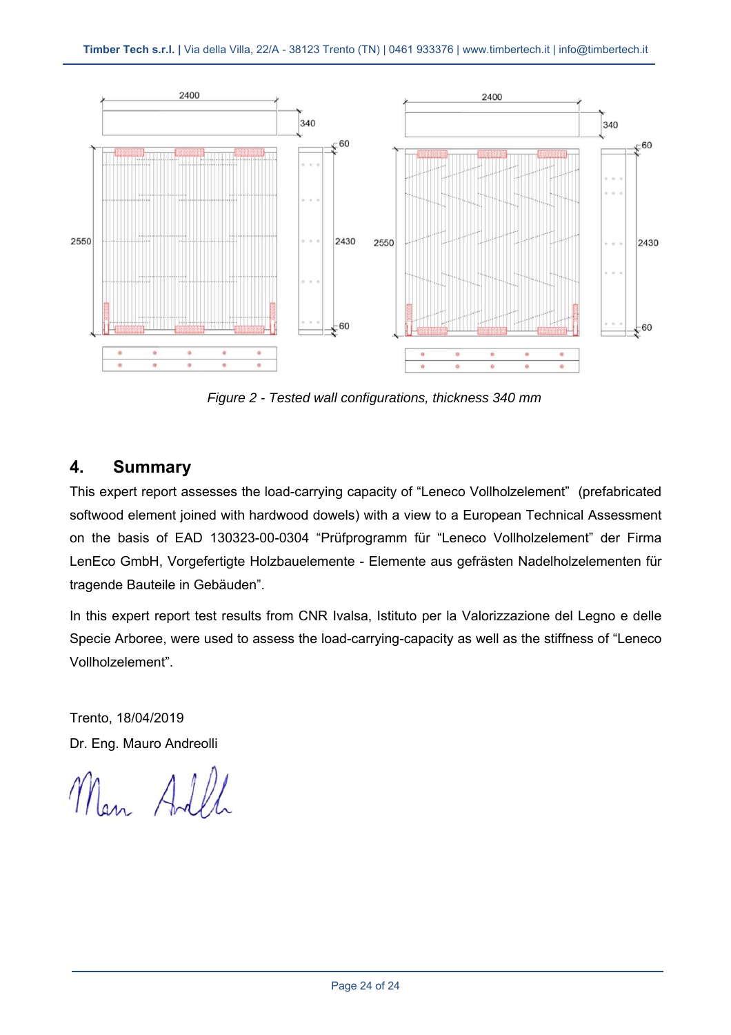2400

340

60

2550

2430

60

2400

340

60

2550

2430

60

*Figure 2 - Tested wall configurations, thickness 340 mm*

## 4. Summary

This expert report assesses the load-carrying capacity of “Leneco Vollholzelement” (prefabricated softwood element joined with hardwood dowels) with a view to a European Technical Assessment on the basis of EAD 130323-00-0304 “Prüfprogramm für “Leneco Vollholzelement” der Firma LenEco GmbH, Vorgefertigte Holzbauelemente - Elemente aus gefrästen Nadelholzelementen für tragende Bauteile in Gebäuden”.

In this expert report test results from CNR Ivalsa, Istituto per la Valorizzazione del Legno e delle Specie Arboree, were used to assess the load-carrying-capacity as well as the stiffness of “Leneco Vollholzelement”.

Trento, 18/04/2019

Dr. Eng. Mauro Andreolli